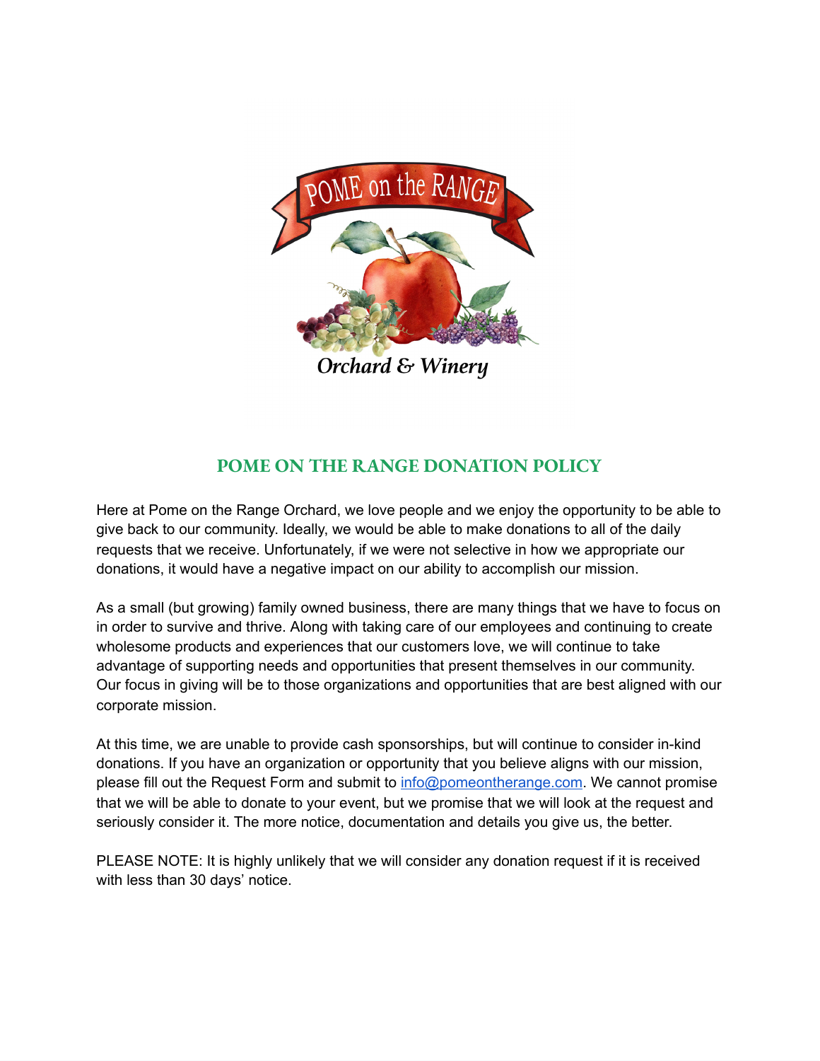POME on the RANGE

*Orchard & Winery*

# POME ON THE RANGE DONATION POLICY

Here at Pome on the Range Orchard, we love people and we enjoy the opportunity to be able to give back to our community. Ideally, we would be able to make donations to all of the daily requests that we receive. Unfortunately, if we were not selective in how we appropriate our donations, it would have a negative impact on our ability to accomplish our mission.

As a small (but growing) family owned business, there are many things that we have to focus on in order to survive and thrive. Along with taking care of our employees and continuing to create wholesome products and experiences that our customers love, we will continue to take advantage of supporting needs and opportunities that present themselves in our community. Our focus in giving will be to those organizations and opportunities that are best aligned with our corporate mission.

At this time, we are unable to provide cash sponsorships, but will continue to consider in-kind donations. If you have an organization or opportunity that you believe aligns with our mission, please fill out the Request Form and submit to info@pomeontherange.com. We cannot promise that we will be able to donate to your event, but we promise that we will look at the request and seriously consider it. The more notice, documentation and details you give us, the better.

PLEASE NOTE: It is highly unlikely that we will consider any donation request if it is received with less than 30 days' notice.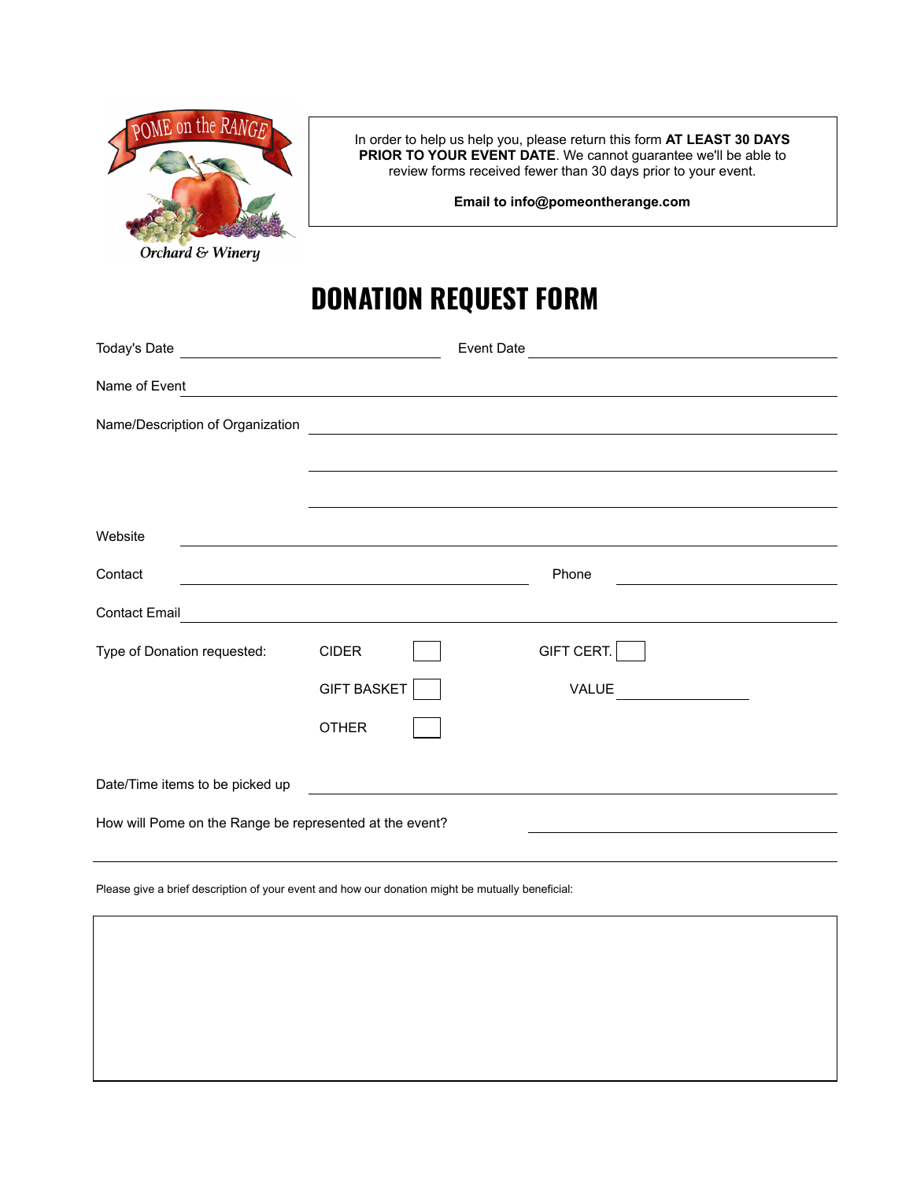POME on the RANGE

Orchard & Winery

In order to help us help you, please return this form **AT LEAST 30 DAYS PRIOR TO YOUR EVENT DATE**. We cannot guarantee we'll be able to review forms received fewer than 30 days prior to your event.

**Email to info@pomeontherange.com**

# DONATION REQUEST FORM

Today's Date ______________________ Event Date ______________________

Name of Event ______________________

Name/Description of Organization ______________________

______________________

______________________

Website ______________________

Contact ______________________ Phone ______________________

Contact Email ______________________

Type of Donation requested:

- CIDER ☐
- GIFT BASKET ☐
- OTHER ☐
- GIFT CERT. ☐
- VALUE ______________________

Date/Time items to be picked up ______________________

How will Pome on the Range be represented at the event? ______________________

______________________

Please give a brief description of your event and how our donation might be mutually beneficial:

| |
|---|
| |